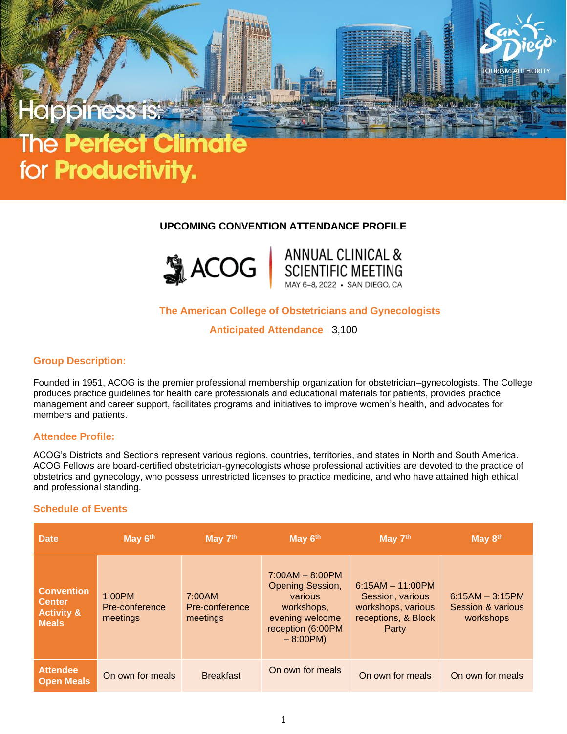# Happiness is: The Perfect Climate for Productivity.

San Diego TOURISM AUTHORITY

**UPCOMING CONVENTION ATTENDANCE PROFILE**

ACOG | ANNUAL CLINICAL & SCIENTIFIC MEETING
MAY 6–8, 2022 • SAN DIEGO, CA

**The American College of Obstetricians and Gynecologists**

**Anticipated Attendance** 3,100

## Group Description:

Founded in 1951, ACOG is the premier professional membership organization for obstetrician–gynecologists. The College produces practice guidelines for health care professionals and educational materials for patients, provides practice management and career support, facilitates programs and initiatives to improve women's health, and advocates for members and patients.

## Attendee Profile:

ACOG's Districts and Sections represent various regions, countries, territories, and states in North and South America. ACOG Fellows are board-certified obstetrician-gynecologists whose professional activities are devoted to the practice of obstetrics and gynecology, who possess unrestricted licenses to practice medicine, and who have attained high ethical and professional standing.

## Schedule of Events

| Date | May 6th | May 7th | May 6th | May 7th | May 8th |
|---|---|---|---|---|---|
| **Convention Center Activity & Meals** | 1:00PM Pre-conference meetings | 7:00AM Pre-conference meetings | 7:00AM – 8:00PM Opening Session, various workshops, evening welcome reception (6:00PM – 8:00PM) | 6:15AM – 11:00PM Session, various workshops, various receptions, & Block Party | 6:15AM – 3:15PM Session & various workshops |
| **Attendee Open Meals** | On own for meals | Breakfast | On own for meals | On own for meals | On own for meals |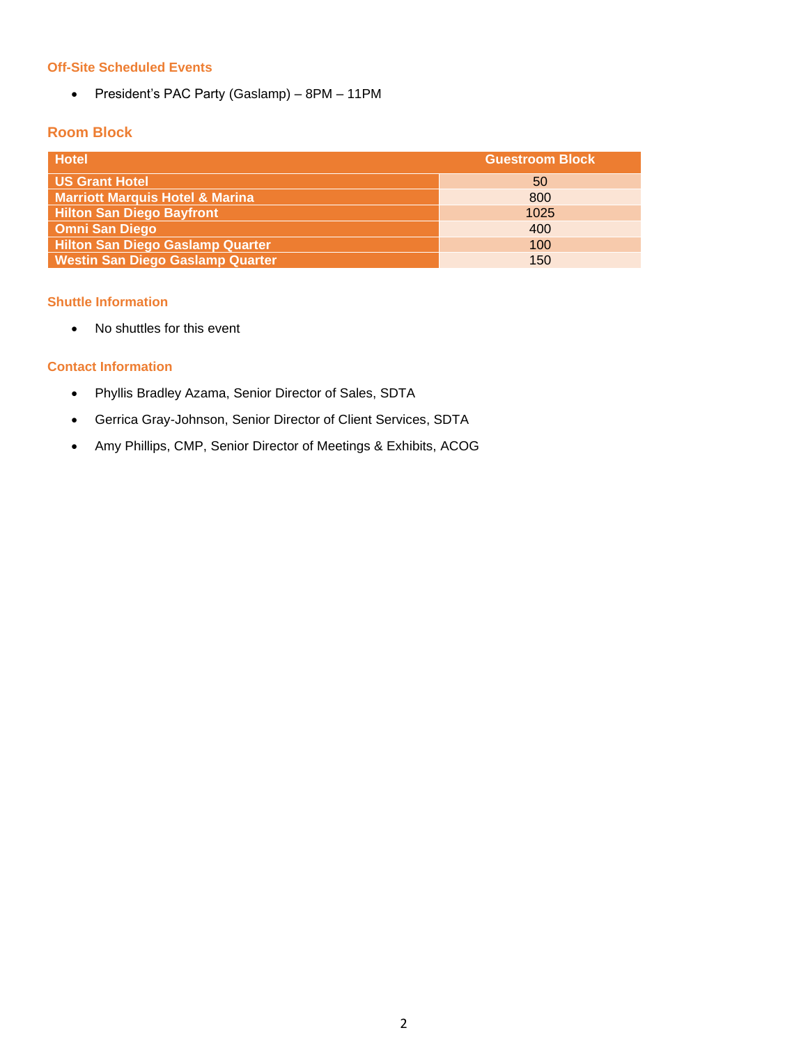### Off-Site Scheduled Events

- President’s PAC Party (Gaslamp) – 8PM – 11PM

## Room Block

| Hotel | Guestroom Block |
|---|---|
| **US Grant Hotel** | 50 |
| **Marriott Marquis Hotel & Marina** | 800 |
| **Hilton San Diego Bayfront** | 1025 |
| **Omni San Diego** | 400 |
| **Hilton San Diego Gaslamp Quarter** | 100 |
| **Westin San Diego Gaslamp Quarter** | 150 |

### Shuttle Information

- No shuttles for this event

### Contact Information

- Phyllis Bradley Azama, Senior Director of Sales, SDTA
- Gerrica Gray-Johnson, Senior Director of Client Services, SDTA
- Amy Phillips, CMP, Senior Director of Meetings & Exhibits, ACOG